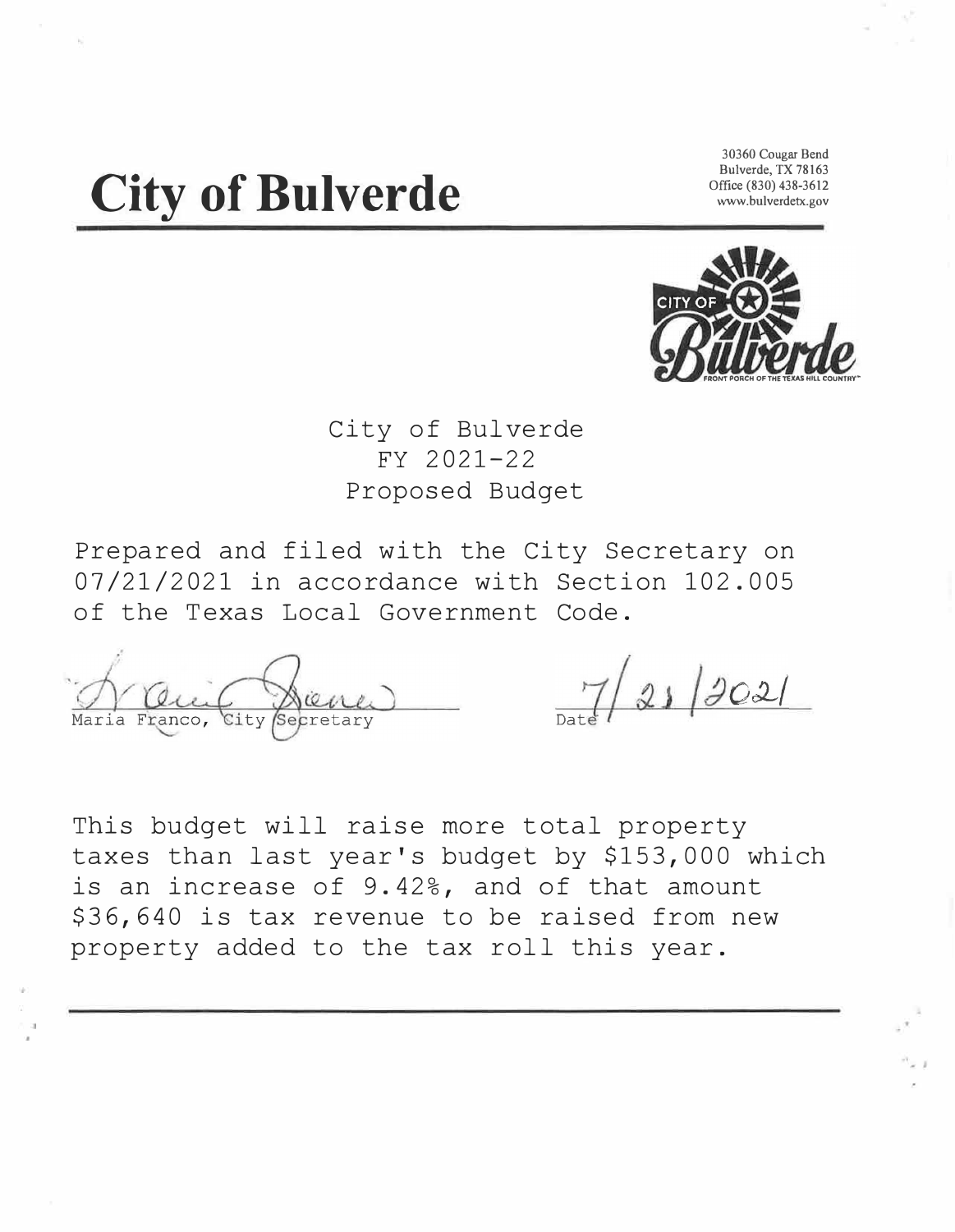# City of Bulverde

30360 Cougar Bend
Bulverde, TX 78163
Office (830) 438-3612
www.bulverdetx.gov

City of Bulverde
FY 2021-22
Proposed Budget

Prepared and filed with the City Secretary on 07/21/2021 in accordance with Section 102.005 of the Texas Local Government Code.

Maria Franco, City Secretary

Date 7/21/2021

This budget will raise more total property taxes than last year's budget by $153,000 which is an increase of 9.42%, and of that amount $36,640 is tax revenue to be raised from new property added to the tax roll this year.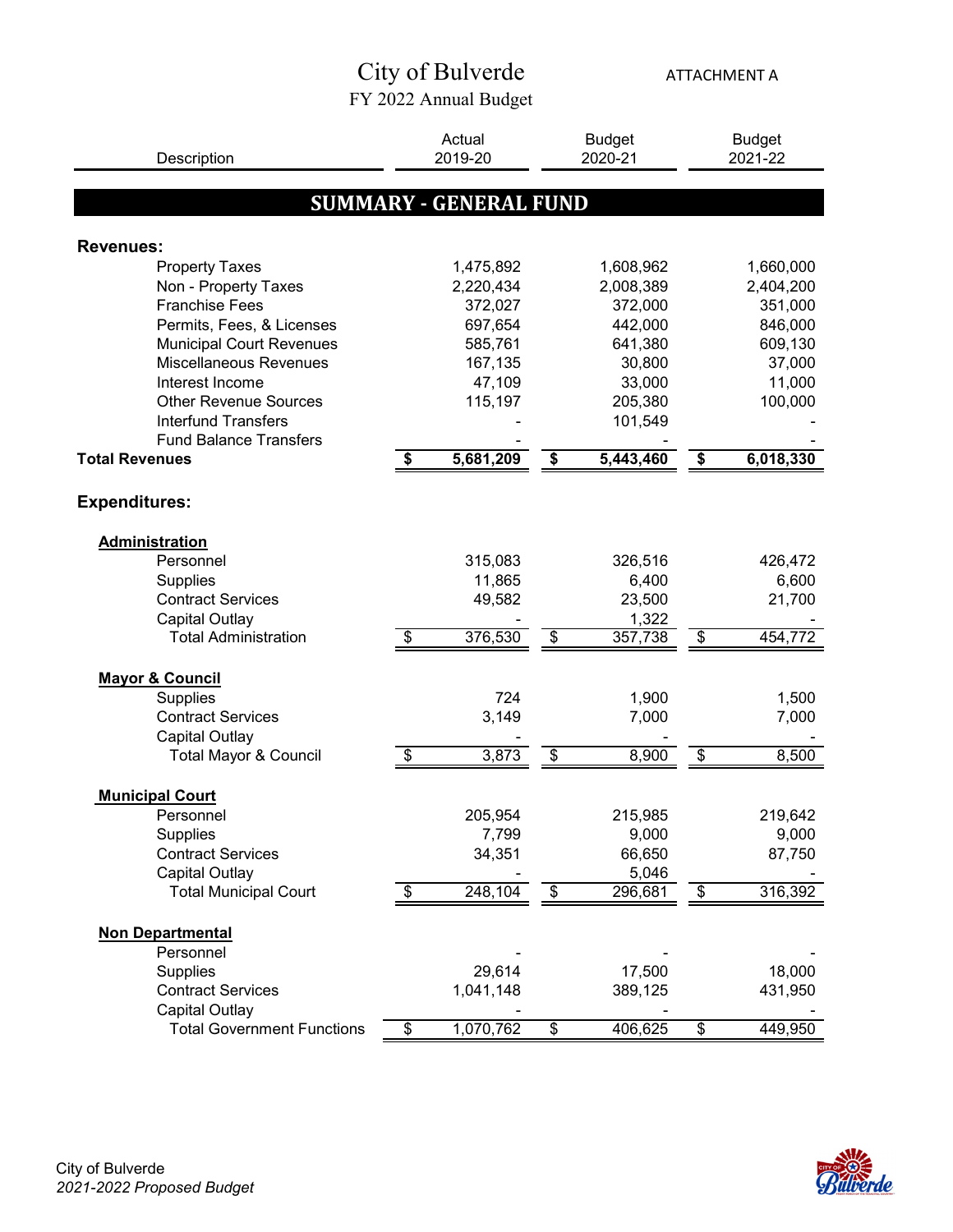# City of Bulverde

## FY 2022 Annual Budget

ATTACHMENT A

| Description | Actual 2019-20 | Budget 2020-21 | Budget 2021-22 |
|---|---|---|---|
| **SUMMARY - GENERAL FUND** | | | |
| **Revenues:** | | | |
| Property Taxes | 1,475,892 | 1,608,962 | 1,660,000 |
| Non - Property Taxes | 2,220,434 | 2,008,389 | 2,404,200 |
| Franchise Fees | 372,027 | 372,000 | 351,000 |
| Permits, Fees, & Licenses | 697,654 | 442,000 | 846,000 |
| Municipal Court Revenues | 585,761 | 641,380 | 609,130 |
| Miscellaneous Revenues | 167,135 | 30,800 | 37,000 |
| Interest Income | 47,109 | 33,000 | 11,000 |
| Other Revenue Sources | 115,197 | 205,380 | 100,000 |
| Interfund Transfers | - | 101,549 | - |
| Fund Balance Transfers | - | - | - |
| **Total Revenues** | **$ 5,681,209** | **$ 5,443,460** | **$ 6,018,330** |
| **Expenditures:** | | | |
| **Administration** | | | |
| Personnel | 315,083 | 326,516 | 426,472 |
| Supplies | 11,865 | 6,400 | 6,600 |
| Contract Services | 49,582 | 23,500 | 21,700 |
| Capital Outlay | - | 1,322 | - |
| Total Administration | $ 376,530 | $ 357,738 | $ 454,772 |
| **Mayor & Council** | | | |
| Supplies | 724 | 1,900 | 1,500 |
| Contract Services | 3,149 | 7,000 | 7,000 |
| Capital Outlay | - | - | - |
| Total Mayor & Council | $ 3,873 | $ 8,900 | $ 8,500 |
| **Municipal Court** | | | |
| Personnel | 205,954 | 215,985 | 219,642 |
| Supplies | 7,799 | 9,000 | 9,000 |
| Contract Services | 34,351 | 66,650 | 87,750 |
| Capital Outlay | - | 5,046 | - |
| Total Municipal Court | $ 248,104 | $ 296,681 | $ 316,392 |
| **Non Departmental** | | | |
| Personnel | - | - | - |
| Supplies | 29,614 | 17,500 | 18,000 |
| Contract Services | 1,041,148 | 389,125 | 431,950 |
| Capital Outlay | - | - | - |
| Total Government Functions | $ 1,070,762 | $ 406,625 | $ 449,950 |

City of Bulverde
*2021-2022 Proposed Budget*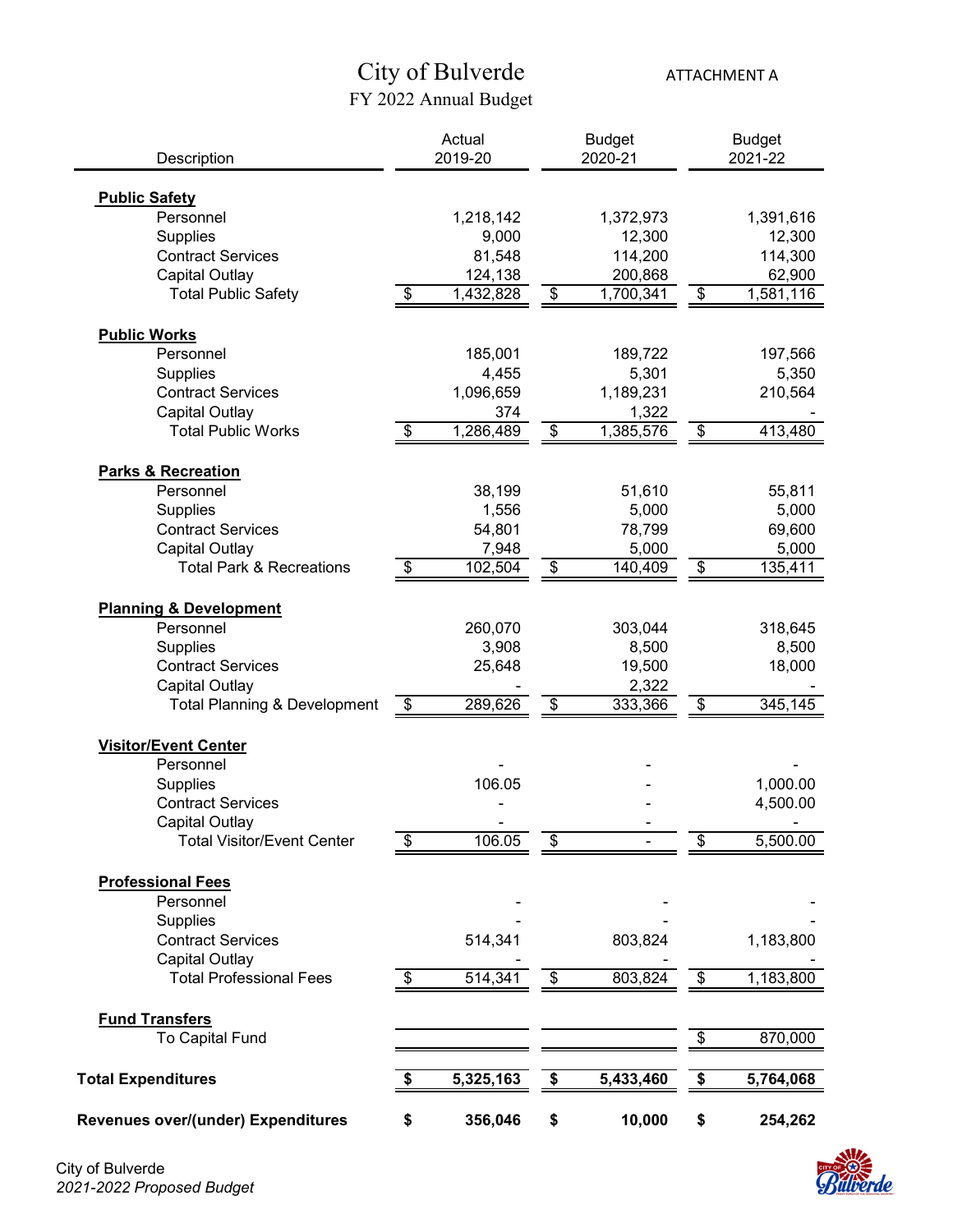# City of Bulverde

ATTACHMENT A

## FY 2022 Annual Budget

| Description | Actual 2019-20 | Budget 2020-21 | Budget 2021-22 |
|---|---|---|---|
| **Public Safety** | | | |
| Personnel | 1,218,142 | 1,372,973 | 1,391,616 |
| Supplies | 9,000 | 12,300 | 12,300 |
| Contract Services | 81,548 | 114,200 | 114,300 |
| Capital Outlay | 124,138 | 200,868 | 62,900 |
| Total Public Safety | $ 1,432,828 | $ 1,700,341 | $ 1,581,116 |
| **Public Works** | | | |
| Personnel | 185,001 | 189,722 | 197,566 |
| Supplies | 4,455 | 5,301 | 5,350 |
| Contract Services | 1,096,659 | 1,189,231 | 210,564 |
| Capital Outlay | 374 | 1,322 | - |
| Total Public Works | $ 1,286,489 | $ 1,385,576 | $ 413,480 |
| **Parks & Recreation** | | | |
| Personnel | 38,199 | 51,610 | 55,811 |
| Supplies | 1,556 | 5,000 | 5,000 |
| Contract Services | 54,801 | 78,799 | 69,600 |
| Capital Outlay | 7,948 | 5,000 | 5,000 |
| Total Park & Recreations | $ 102,504 | $ 140,409 | $ 135,411 |
| **Planning & Development** | | | |
| Personnel | 260,070 | 303,044 | 318,645 |
| Supplies | 3,908 | 8,500 | 8,500 |
| Contract Services | 25,648 | 19,500 | 18,000 |
| Capital Outlay | - | 2,322 | - |
| Total Planning & Development | $ 289,626 | $ 333,366 | $ 345,145 |
| **Visitor/Event Center** | | | |
| Personnel | - | - | - |
| Supplies | 106.05 | - | 1,000.00 |
| Contract Services | - | - | 4,500.00 |
| Capital Outlay | - | - | - |
| Total Visitor/Event Center | $ 106.05 | $ - | $ 5,500.00 |
| **Professional Fees** | | | |
| Personnel | - | - | - |
| Supplies | - | - | - |
| Contract Services | 514,341 | 803,824 | 1,183,800 |
| Capital Outlay | - | - | - |
| Total Professional Fees | $ 514,341 | $ 803,824 | $ 1,183,800 |
| **Fund Transfers** | | | |
| To Capital Fund | | | $ 870,000 |
| **Total Expenditures** | **$ 5,325,163** | **$ 5,433,460** | **$ 5,764,068** |
| **Revenues over/(under) Expenditures** | **$ 356,046** | **$ 10,000** | **$ 254,262** |

City of Bulverde
*2021-2022 Proposed Budget*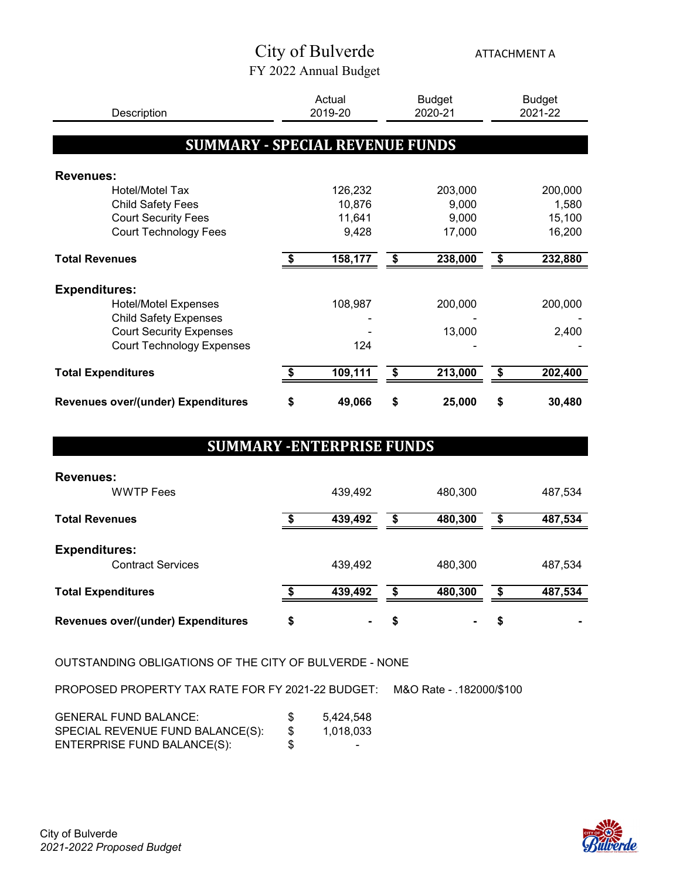# City of Bulverde

ATTACHMENT A

FY 2022 Annual Budget

## SUMMARY - SPECIAL REVENUE FUNDS

| Description | Actual 2019-20 | Budget 2020-21 | Budget 2021-22 |
|---|---|---|---|
| **Revenues:** | | | |
| Hotel/Motel Tax | 126,232 | 203,000 | 200,000 |
| Child Safety Fees | 10,876 | 9,000 | 1,580 |
| Court Security Fees | 11,641 | 9,000 | 15,100 |
| Court Technology Fees | 9,428 | 17,000 | 16,200 |
| **Total Revenues** | **$ 158,177** | **$ 238,000** | **$ 232,880** |
| **Expenditures:** | | | |
| Hotel/Motel Expenses | 108,987 | 200,000 | 200,000 |
| Child Safety Expenses | - | - | - |
| Court Security Expenses | - | 13,000 | 2,400 |
| Court Technology Expenses | 124 | - | - |
| **Total Expenditures** | **$ 109,111** | **$ 213,000** | **$ 202,400** |
| **Revenues over/(under) Expenditures** | **$ 49,066** | **$ 25,000** | **$ 30,480** |

## SUMMARY -ENTERPRISE FUNDS

| Description | Actual 2019-20 | Budget 2020-21 | Budget 2021-22 |
|---|---|---|---|
| **Revenues:** | | | |
| WWTP Fees | 439,492 | 480,300 | 487,534 |
| **Total Revenues** | **$ 439,492** | **$ 480,300** | **$ 487,534** |
| **Expenditures:** | | | |
| Contract Services | 439,492 | 480,300 | 487,534 |
| **Total Expenditures** | **$ 439,492** | **$ 480,300** | **$ 487,534** |
| **Revenues over/(under) Expenditures** | **$ -** | **$ -** | **$ -** |

OUTSTANDING OBLIGATIONS OF THE CITY OF BULVERDE - NONE

PROPOSED PROPERTY TAX RATE FOR FY 2021-22 BUDGET: M&O Rate - .182000/$100

| | |
|---|---|
| GENERAL FUND BALANCE: | $ 5,424,548 |
| SPECIAL REVENUE FUND BALANCE(S): | $ 1,018,033 |
| ENTERPRISE FUND BALANCE(S): | $ - |